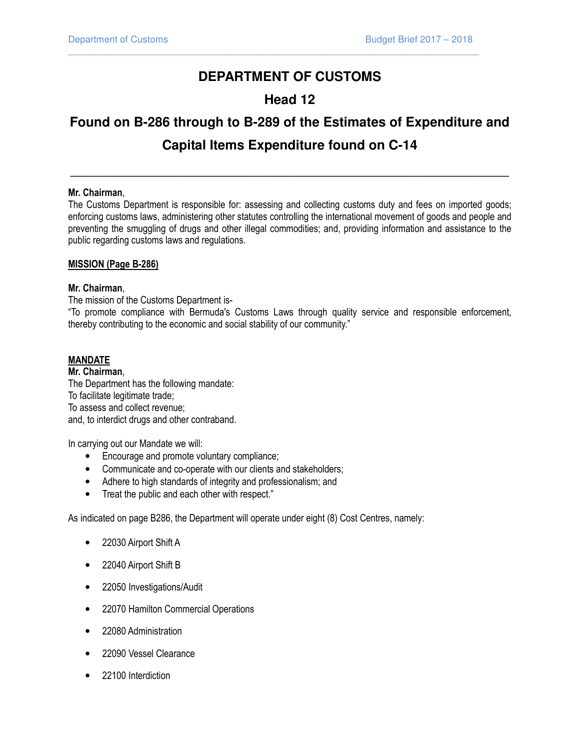# DEPARTMENT OF CUSTOMS

## Head 12

## Found on B-286 through to B-289 of the Estimates of Expenditure and Capital Items Expenditure found on C-14

---

**Mr. Chairman**,
The Customs Department is responsible for: assessing and collecting customs duty and fees on imported goods; enforcing customs laws, administering other statutes controlling the international movement of goods and people and preventing the smuggling of drugs and other illegal commodities; and, providing information and assistance to the public regarding customs laws and regulations.

**MISSION (Page B-286)**

**Mr. Chairman**,
The mission of the Customs Department is-
"To promote compliance with Bermuda's Customs Laws through quality service and responsible enforcement, thereby contributing to the economic and social stability of our community."

**MANDATE**

**Mr. Chairman**,
The Department has the following mandate:
To facilitate legitimate trade;
To assess and collect revenue;
and, to interdict drugs and other contraband.

In carrying out our Mandate we will:

- Encourage and promote voluntary compliance;
- Communicate and co-operate with our clients and stakeholders;
- Adhere to high standards of integrity and professionalism; and
- Treat the public and each other with respect."

As indicated on page B286, the Department will operate under eight (8) Cost Centres, namely:

- 22030 Airport Shift A
- 22040 Airport Shift B
- 22050 Investigations/Audit
- 22070 Hamilton Commercial Operations
- 22080 Administration
- 22090 Vessel Clearance
- 22100 Interdiction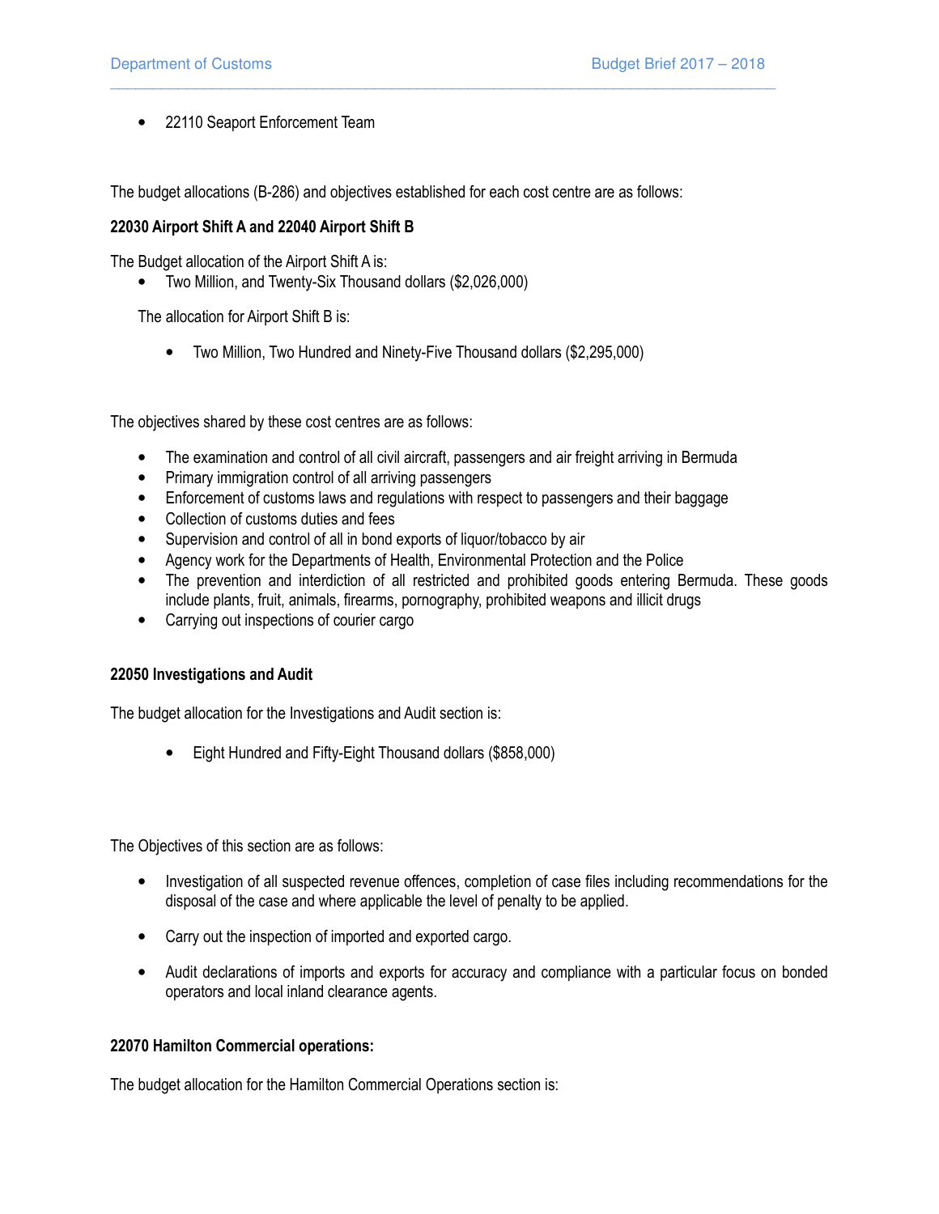- 22110 Seaport Enforcement Team

The budget allocations (B-286) and objectives established for each cost centre are as follows:

**22030 Airport Shift A and 22040 Airport Shift B**

The Budget allocation of the Airport Shift A is:

- Two Million, and Twenty-Six Thousand dollars ($2,026,000)

The allocation for Airport Shift B is:

- Two Million, Two Hundred and Ninety-Five Thousand dollars ($2,295,000)

The objectives shared by these cost centres are as follows:

- The examination and control of all civil aircraft, passengers and air freight arriving in Bermuda
- Primary immigration control of all arriving passengers
- Enforcement of customs laws and regulations with respect to passengers and their baggage
- Collection of customs duties and fees
- Supervision and control of all in bond exports of liquor/tobacco by air
- Agency work for the Departments of Health, Environmental Protection and the Police
- The prevention and interdiction of all restricted and prohibited goods entering Bermuda. These goods include plants, fruit, animals, firearms, pornography, prohibited weapons and illicit drugs
- Carrying out inspections of courier cargo

**22050 Investigations and Audit**

The budget allocation for the Investigations and Audit section is:

- Eight Hundred and Fifty-Eight Thousand dollars ($858,000)

The Objectives of this section are as follows:

- Investigation of all suspected revenue offences, completion of case files including recommendations for the disposal of the case and where applicable the level of penalty to be applied.
- Carry out the inspection of imported and exported cargo.
- Audit declarations of imports and exports for accuracy and compliance with a particular focus on bonded operators and local inland clearance agents.

**22070 Hamilton Commercial operations:**

The budget allocation for the Hamilton Commercial Operations section is: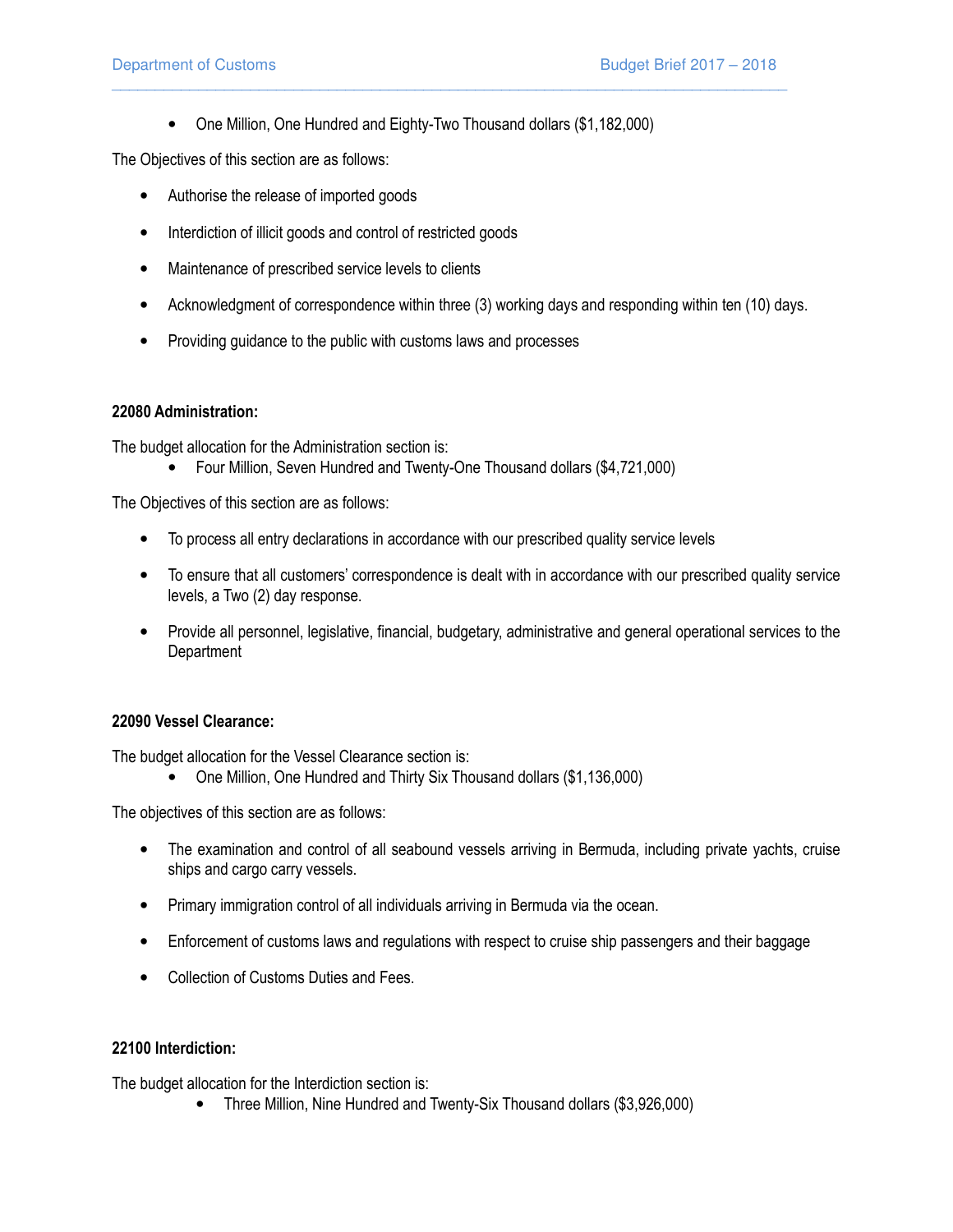- One Million, One Hundred and Eighty-Two Thousand dollars ($1,182,000)

The Objectives of this section are as follows:

- Authorise the release of imported goods
- Interdiction of illicit goods and control of restricted goods
- Maintenance of prescribed service levels to clients
- Acknowledgment of correspondence within three (3) working days and responding within ten (10) days.
- Providing guidance to the public with customs laws and processes

**22080 Administration:**

The budget allocation for the Administration section is:

- Four Million, Seven Hundred and Twenty-One Thousand dollars ($4,721,000)

The Objectives of this section are as follows:

- To process all entry declarations in accordance with our prescribed quality service levels
- To ensure that all customers' correspondence is dealt with in accordance with our prescribed quality service levels, a Two (2) day response.
- Provide all personnel, legislative, financial, budgetary, administrative and general operational services to the Department

**22090 Vessel Clearance:**

The budget allocation for the Vessel Clearance section is:

- One Million, One Hundred and Thirty Six Thousand dollars ($1,136,000)

The objectives of this section are as follows:

- The examination and control of all seabound vessels arriving in Bermuda, including private yachts, cruise ships and cargo carry vessels.
- Primary immigration control of all individuals arriving in Bermuda via the ocean.
- Enforcement of customs laws and regulations with respect to cruise ship passengers and their baggage
- Collection of Customs Duties and Fees.

**22100 Interdiction:**

The budget allocation for the Interdiction section is:

- Three Million, Nine Hundred and Twenty-Six Thousand dollars ($3,926,000)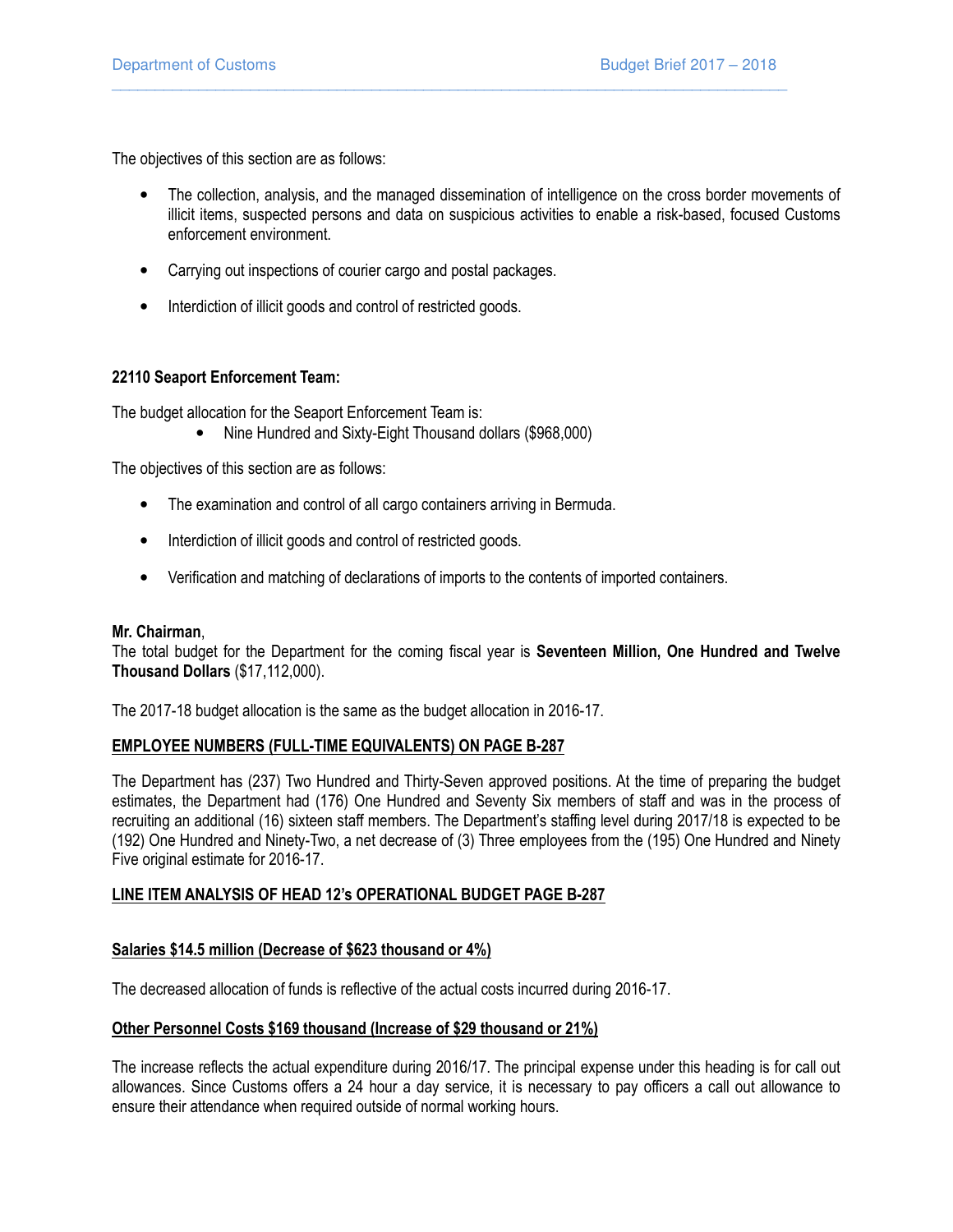The objectives of this section are as follows:

- The collection, analysis, and the managed dissemination of intelligence on the cross border movements of illicit items, suspected persons and data on suspicious activities to enable a risk-based, focused Customs enforcement environment.
- Carrying out inspections of courier cargo and postal packages.
- Interdiction of illicit goods and control of restricted goods.

**22110 Seaport Enforcement Team:**

The budget allocation for the Seaport Enforcement Team is:

- Nine Hundred and Sixty-Eight Thousand dollars ($968,000)

The objectives of this section are as follows:

- The examination and control of all cargo containers arriving in Bermuda.
- Interdiction of illicit goods and control of restricted goods.
- Verification and matching of declarations of imports to the contents of imported containers.

**Mr. Chairman**,
The total budget for the Department for the coming fiscal year is **Seventeen Million, One Hundred and Twelve Thousand Dollars** ($17,112,000).

The 2017-18 budget allocation is the same as the budget allocation in 2016-17.

**EMPLOYEE NUMBERS (FULL-TIME EQUIVALENTS) ON PAGE B-287**

The Department has (237) Two Hundred and Thirty-Seven approved positions. At the time of preparing the budget estimates, the Department had (176) One Hundred and Seventy Six members of staff and was in the process of recruiting an additional (16) sixteen staff members. The Department's staffing level during 2017/18 is expected to be (192) One Hundred and Ninety-Two, a net decrease of (3) Three employees from the (195) One Hundred and Ninety Five original estimate for 2016-17.

**LINE ITEM ANALYSIS OF HEAD 12's OPERATIONAL BUDGET PAGE B-287**

**Salaries $14.5 million (Decrease of $623 thousand or 4%)**

The decreased allocation of funds is reflective of the actual costs incurred during 2016-17.

**Other Personnel Costs $169 thousand (Increase of $29 thousand or 21%)**

The increase reflects the actual expenditure during 2016/17. The principal expense under this heading is for call out allowances. Since Customs offers a 24 hour a day service, it is necessary to pay officers a call out allowance to ensure their attendance when required outside of normal working hours.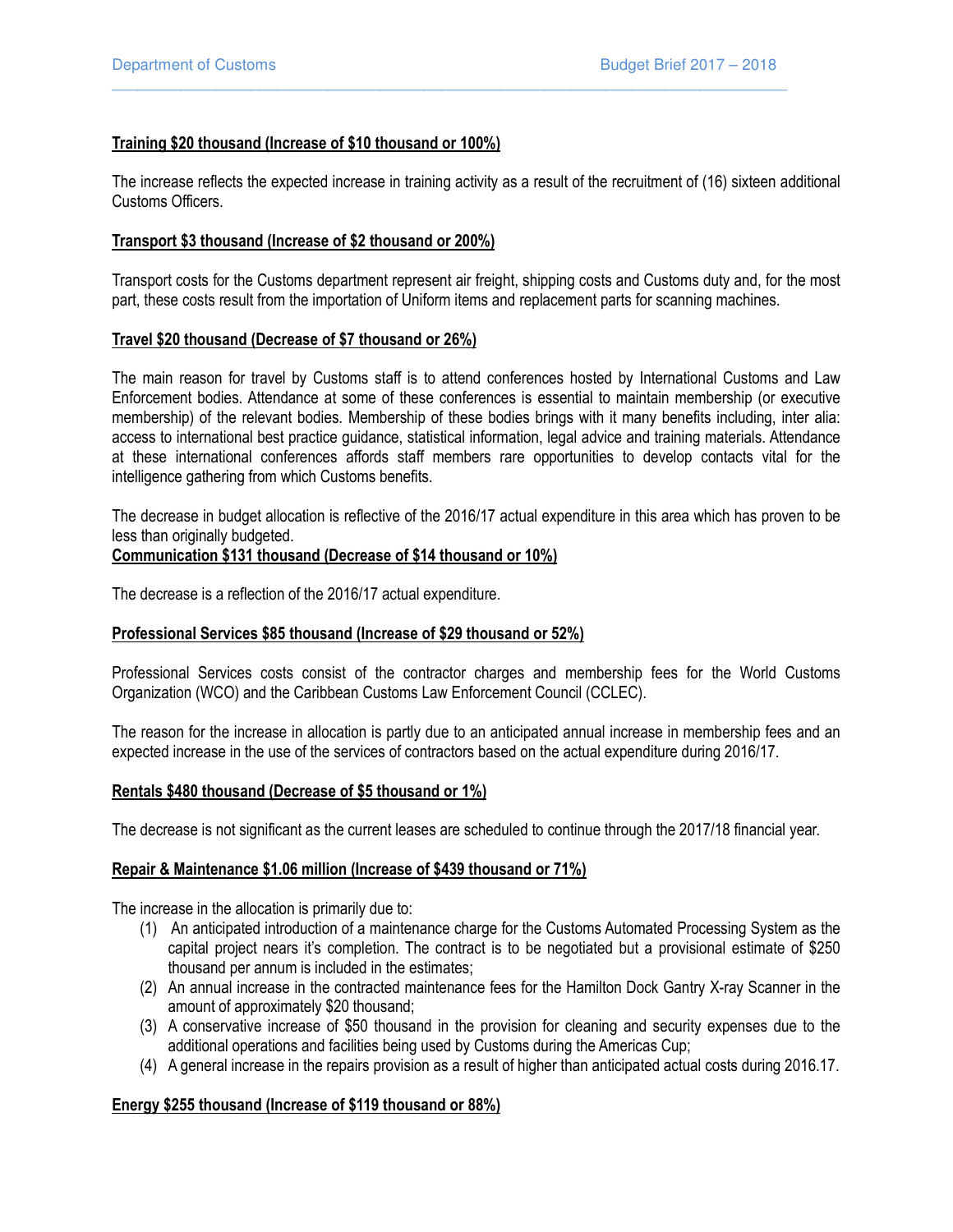**Training $20 thousand (Increase of $10 thousand or 100%)**

The increase reflects the expected increase in training activity as a result of the recruitment of (16) sixteen additional Customs Officers.

**Transport $3 thousand (Increase of $2 thousand or 200%)**

Transport costs for the Customs department represent air freight, shipping costs and Customs duty and, for the most part, these costs result from the importation of Uniform items and replacement parts for scanning machines.

**Travel $20 thousand (Decrease of $7 thousand or 26%)**

The main reason for travel by Customs staff is to attend conferences hosted by International Customs and Law Enforcement bodies. Attendance at some of these conferences is essential to maintain membership (or executive membership) of the relevant bodies. Membership of these bodies brings with it many benefits including, inter alia: access to international best practice guidance, statistical information, legal advice and training materials. Attendance at these international conferences affords staff members rare opportunities to develop contacts vital for the intelligence gathering from which Customs benefits.

The decrease in budget allocation is reflective of the 2016/17 actual expenditure in this area which has proven to be less than originally budgeted.

**Communication $131 thousand (Decrease of $14 thousand or 10%)**

The decrease is a reflection of the 2016/17 actual expenditure.

**Professional Services $85 thousand (Increase of $29 thousand or 52%)**

Professional Services costs consist of the contractor charges and membership fees for the World Customs Organization (WCO) and the Caribbean Customs Law Enforcement Council (CCLEC).

The reason for the increase in allocation is partly due to an anticipated annual increase in membership fees and an expected increase in the use of the services of contractors based on the actual expenditure during 2016/17.

**Rentals $480 thousand (Decrease of $5 thousand or 1%)**

The decrease is not significant as the current leases are scheduled to continue through the 2017/18 financial year.

**Repair & Maintenance $1.06 million (Increase of $439 thousand or 71%)**

The increase in the allocation is primarily due to:

1. An anticipated introduction of a maintenance charge for the Customs Automated Processing System as the capital project nears it's completion. The contract is to be negotiated but a provisional estimate of $250 thousand per annum is included in the estimates;
2. An annual increase in the contracted maintenance fees for the Hamilton Dock Gantry X-ray Scanner in the amount of approximately $20 thousand;
3. A conservative increase of $50 thousand in the provision for cleaning and security expenses due to the additional operations and facilities being used by Customs during the Americas Cup;
4. A general increase in the repairs provision as a result of higher than anticipated actual costs during 2016.17.

**Energy $255 thousand (Increase of $119 thousand or 88%)**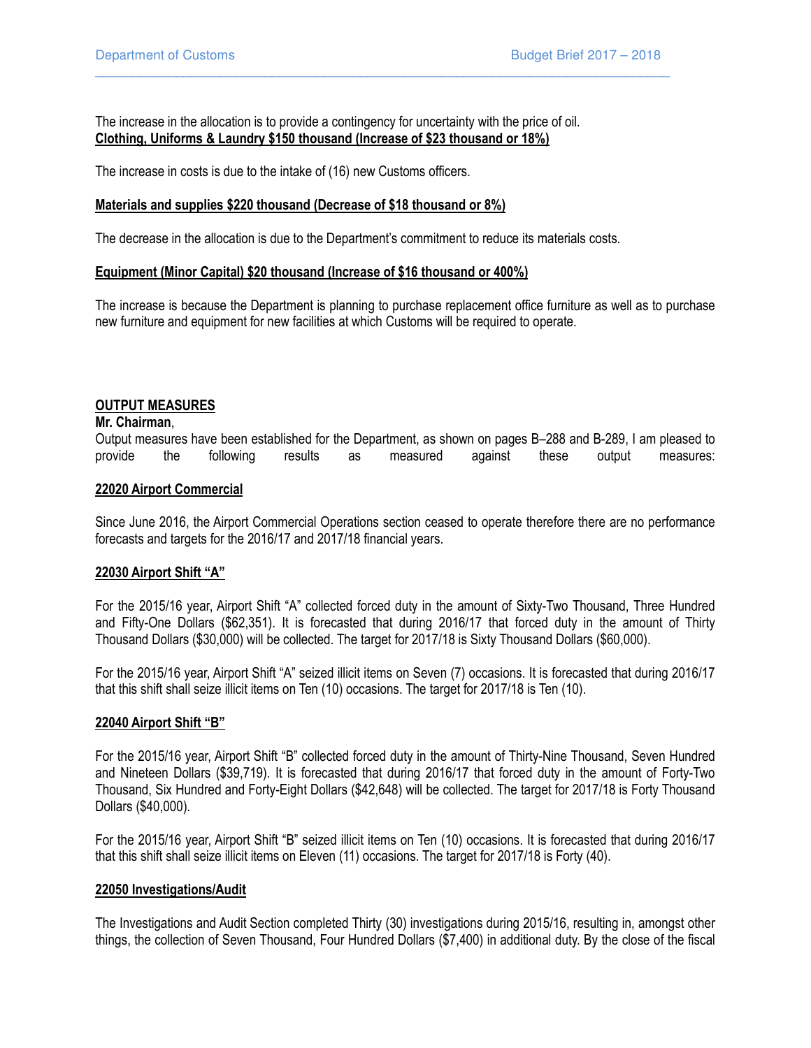The increase in the allocation is to provide a contingency for uncertainty with the price of oil.

**Clothing, Uniforms & Laundry $150 thousand (Increase of $23 thousand or 18%)**

The increase in costs is due to the intake of (16) new Customs officers.

**Materials and supplies $220 thousand (Decrease of $18 thousand or 8%)**

The decrease in the allocation is due to the Department's commitment to reduce its materials costs.

**Equipment (Minor Capital) $20 thousand (Increase of $16 thousand or 400%)**

The increase is because the Department is planning to purchase replacement office furniture as well as to purchase new furniture and equipment for new facilities at which Customs will be required to operate.

## OUTPUT MEASURES

**Mr. Chairman**,

Output measures have been established for the Department, as shown on pages B–288 and B-289, I am pleased to provide the following results as measured against these output measures:

### 22020 Airport Commercial

Since June 2016, the Airport Commercial Operations section ceased to operate therefore there are no performance forecasts and targets for the 2016/17 and 2017/18 financial years.

### 22030 Airport Shift "A"

For the 2015/16 year, Airport Shift "A" collected forced duty in the amount of Sixty-Two Thousand, Three Hundred and Fifty-One Dollars ($62,351). It is forecasted that during 2016/17 that forced duty in the amount of Thirty Thousand Dollars ($30,000) will be collected. The target for 2017/18 is Sixty Thousand Dollars ($60,000).

For the 2015/16 year, Airport Shift "A" seized illicit items on Seven (7) occasions. It is forecasted that during 2016/17 that this shift shall seize illicit items on Ten (10) occasions. The target for 2017/18 is Ten (10).

### 22040 Airport Shift "B"

For the 2015/16 year, Airport Shift "B" collected forced duty in the amount of Thirty-Nine Thousand, Seven Hundred and Nineteen Dollars ($39,719). It is forecasted that during 2016/17 that forced duty in the amount of Forty-Two Thousand, Six Hundred and Forty-Eight Dollars ($42,648) will be collected. The target for 2017/18 is Forty Thousand Dollars ($40,000).

For the 2015/16 year, Airport Shift "B" seized illicit items on Ten (10) occasions. It is forecasted that during 2016/17 that this shift shall seize illicit items on Eleven (11) occasions. The target for 2017/18 is Forty (40).

### 22050 Investigations/Audit

The Investigations and Audit Section completed Thirty (30) investigations during 2015/16, resulting in, amongst other things, the collection of Seven Thousand, Four Hundred Dollars ($7,400) in additional duty. By the close of the fiscal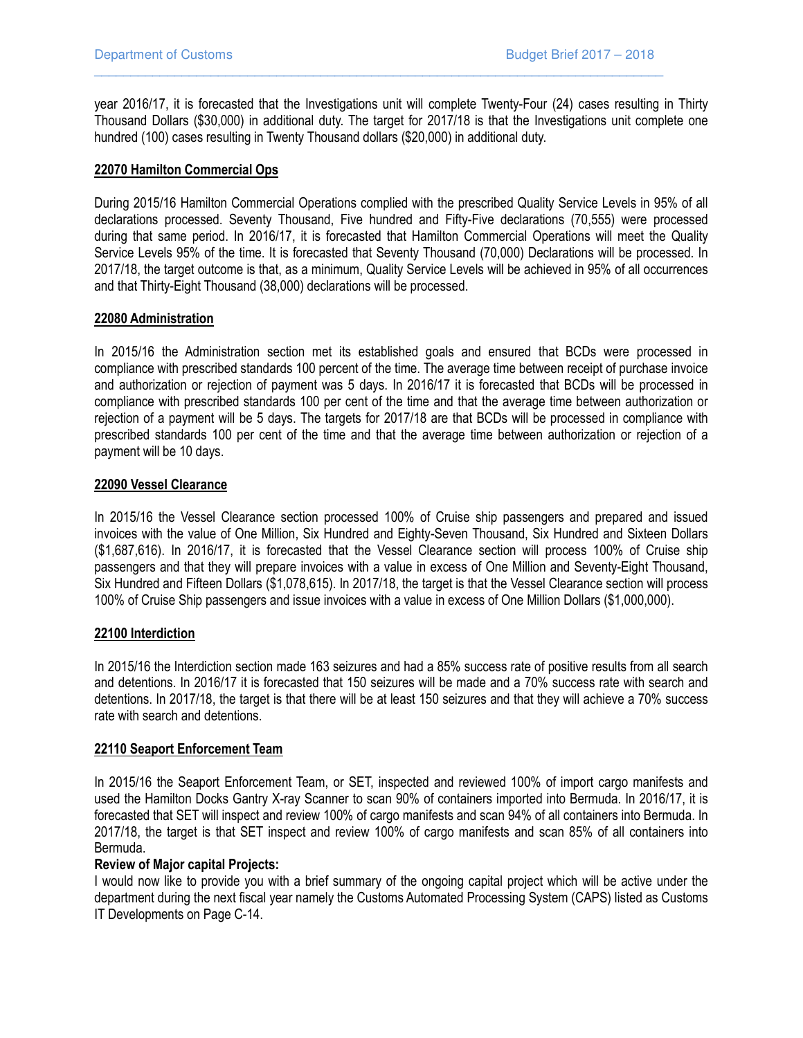year 2016/17, it is forecasted that the Investigations unit will complete Twenty-Four (24) cases resulting in Thirty Thousand Dollars ($30,000) in additional duty. The target for 2017/18 is that the Investigations unit complete one hundred (100) cases resulting in Twenty Thousand dollars ($20,000) in additional duty.

**22070 Hamilton Commercial Ops**

During 2015/16 Hamilton Commercial Operations complied with the prescribed Quality Service Levels in 95% of all declarations processed. Seventy Thousand, Five hundred and Fifty-Five declarations (70,555) were processed during that same period. In 2016/17, it is forecasted that Hamilton Commercial Operations will meet the Quality Service Levels 95% of the time. It is forecasted that Seventy Thousand (70,000) Declarations will be processed. In 2017/18, the target outcome is that, as a minimum, Quality Service Levels will be achieved in 95% of all occurrences and that Thirty-Eight Thousand (38,000) declarations will be processed.

**22080 Administration**

In 2015/16 the Administration section met its established goals and ensured that BCDs were processed in compliance with prescribed standards 100 percent of the time. The average time between receipt of purchase invoice and authorization or rejection of payment was 5 days. In 2016/17 it is forecasted that BCDs will be processed in compliance with prescribed standards 100 per cent of the time and that the average time between authorization or rejection of a payment will be 5 days. The targets for 2017/18 are that BCDs will be processed in compliance with prescribed standards 100 per cent of the time and that the average time between authorization or rejection of a payment will be 10 days.

**22090 Vessel Clearance**

In 2015/16 the Vessel Clearance section processed 100% of Cruise ship passengers and prepared and issued invoices with the value of One Million, Six Hundred and Eighty-Seven Thousand, Six Hundred and Sixteen Dollars ($1,687,616). In 2016/17, it is forecasted that the Vessel Clearance section will process 100% of Cruise ship passengers and that they will prepare invoices with a value in excess of One Million and Seventy-Eight Thousand, Six Hundred and Fifteen Dollars ($1,078,615). In 2017/18, the target is that the Vessel Clearance section will process 100% of Cruise Ship passengers and issue invoices with a value in excess of One Million Dollars ($1,000,000).

**22100 Interdiction**

In 2015/16 the Interdiction section made 163 seizures and had a 85% success rate of positive results from all search and detentions. In 2016/17 it is forecasted that 150 seizures will be made and a 70% success rate with search and detentions. In 2017/18, the target is that there will be at least 150 seizures and that they will achieve a 70% success rate with search and detentions.

**22110 Seaport Enforcement Team**

In 2015/16 the Seaport Enforcement Team, or SET, inspected and reviewed 100% of import cargo manifests and used the Hamilton Docks Gantry X-ray Scanner to scan 90% of containers imported into Bermuda. In 2016/17, it is forecasted that SET will inspect and review 100% of cargo manifests and scan 94% of all containers into Bermuda. In 2017/18, the target is that SET inspect and review 100% of cargo manifests and scan 85% of all containers into Bermuda.

**Review of Major capital Projects:**

I would now like to provide you with a brief summary of the ongoing capital project which will be active under the department during the next fiscal year namely the Customs Automated Processing System (CAPS) listed as Customs IT Developments on Page C-14.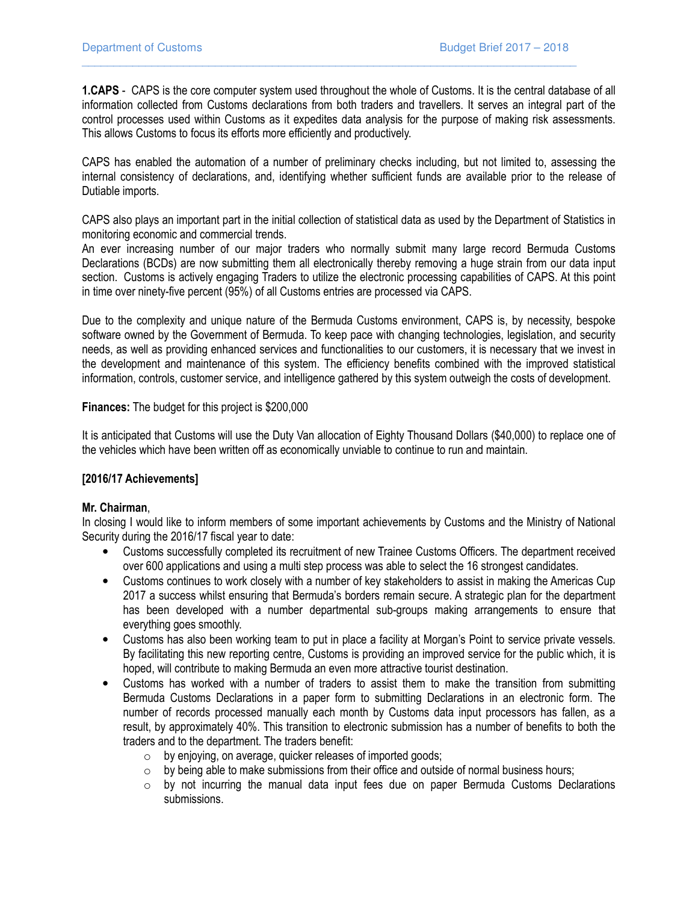**1.CAPS** - CAPS is the core computer system used throughout the whole of Customs. It is the central database of all information collected from Customs declarations from both traders and travellers. It serves an integral part of the control processes used within Customs as it expedites data analysis for the purpose of making risk assessments. This allows Customs to focus its efforts more efficiently and productively.

CAPS has enabled the automation of a number of preliminary checks including, but not limited to, assessing the internal consistency of declarations, and, identifying whether sufficient funds are available prior to the release of Dutiable imports.

CAPS also plays an important part in the initial collection of statistical data as used by the Department of Statistics in monitoring economic and commercial trends.
An ever increasing number of our major traders who normally submit many large record Bermuda Customs Declarations (BCDs) are now submitting them all electronically thereby removing a huge strain from our data input section. Customs is actively engaging Traders to utilize the electronic processing capabilities of CAPS. At this point in time over ninety-five percent (95%) of all Customs entries are processed via CAPS.

Due to the complexity and unique nature of the Bermuda Customs environment, CAPS is, by necessity, bespoke software owned by the Government of Bermuda. To keep pace with changing technologies, legislation, and security needs, as well as providing enhanced services and functionalities to our customers, it is necessary that we invest in the development and maintenance of this system. The efficiency benefits combined with the improved statistical information, controls, customer service, and intelligence gathered by this system outweigh the costs of development.

**Finances:** The budget for this project is $200,000

It is anticipated that Customs will use the Duty Van allocation of Eighty Thousand Dollars ($40,000) to replace one of the vehicles which have been written off as economically unviable to continue to run and maintain.

**[2016/17 Achievements]**

**Mr. Chairman**,
In closing I would like to inform members of some important achievements by Customs and the Ministry of National Security during the 2016/17 fiscal year to date:

- Customs successfully completed its recruitment of new Trainee Customs Officers. The department received over 600 applications and using a multi step process was able to select the 16 strongest candidates.
- Customs continues to work closely with a number of key stakeholders to assist in making the Americas Cup 2017 a success whilst ensuring that Bermuda's borders remain secure. A strategic plan for the department has been developed with a number departmental sub-groups making arrangements to ensure that everything goes smoothly.
- Customs has also been working team to put in place a facility at Morgan's Point to service private vessels. By facilitating this new reporting centre, Customs is providing an improved service for the public which, it is hoped, will contribute to making Bermuda an even more attractive tourist destination.
- Customs has worked with a number of traders to assist them to make the transition from submitting Bermuda Customs Declarations in a paper form to submitting Declarations in an electronic form. The number of records processed manually each month by Customs data input processors has fallen, as a result, by approximately 40%. This transition to electronic submission has a number of benefits to both the traders and to the department. The traders benefit:
  - by enjoying, on average, quicker releases of imported goods;
  - by being able to make submissions from their office and outside of normal business hours;
  - by not incurring the manual data input fees due on paper Bermuda Customs Declarations submissions.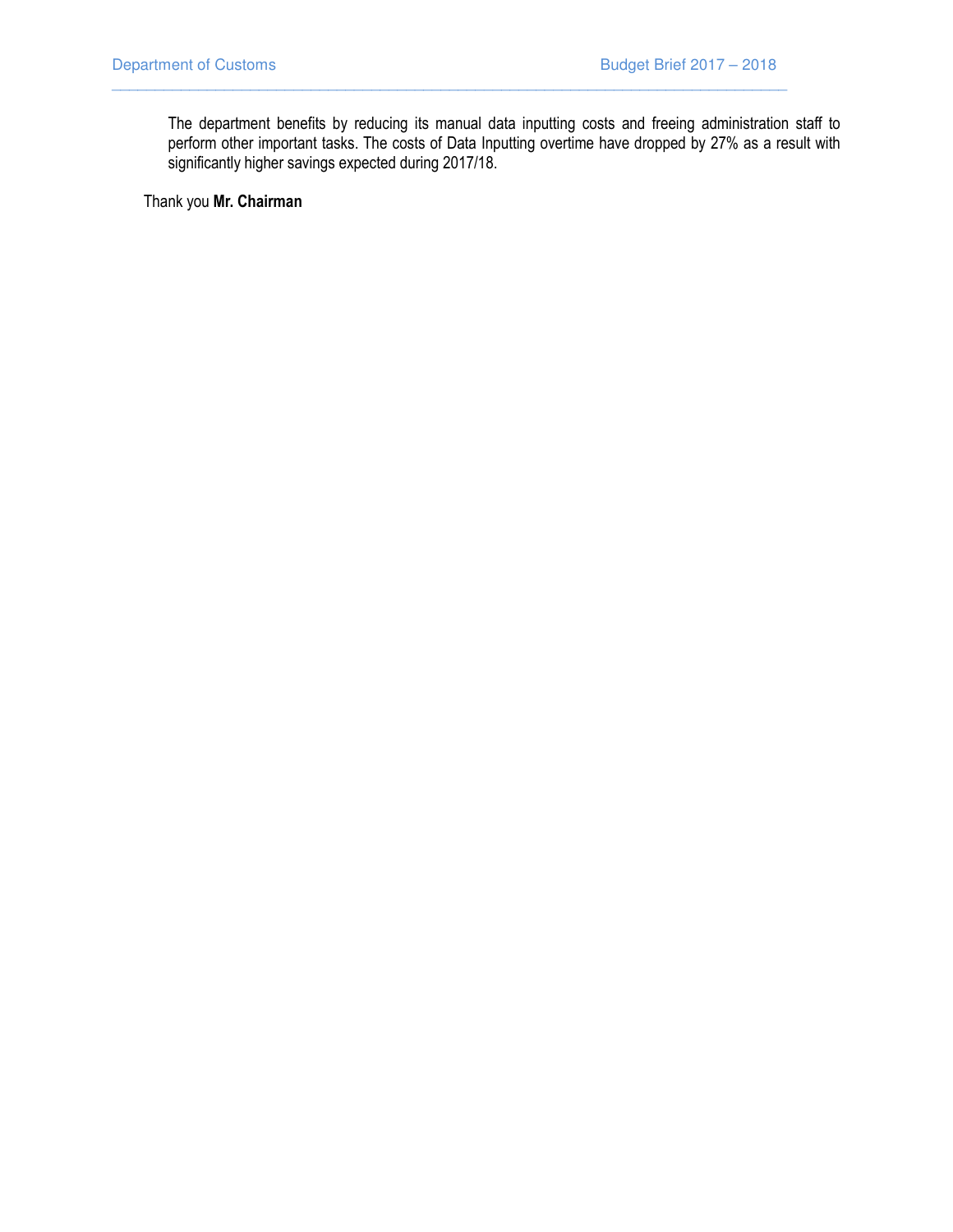The department benefits by reducing its manual data inputting costs and freeing administration staff to perform other important tasks. The costs of Data Inputting overtime have dropped by 27% as a result with significantly higher savings expected during 2017/18.

Thank you **Mr. Chairman**